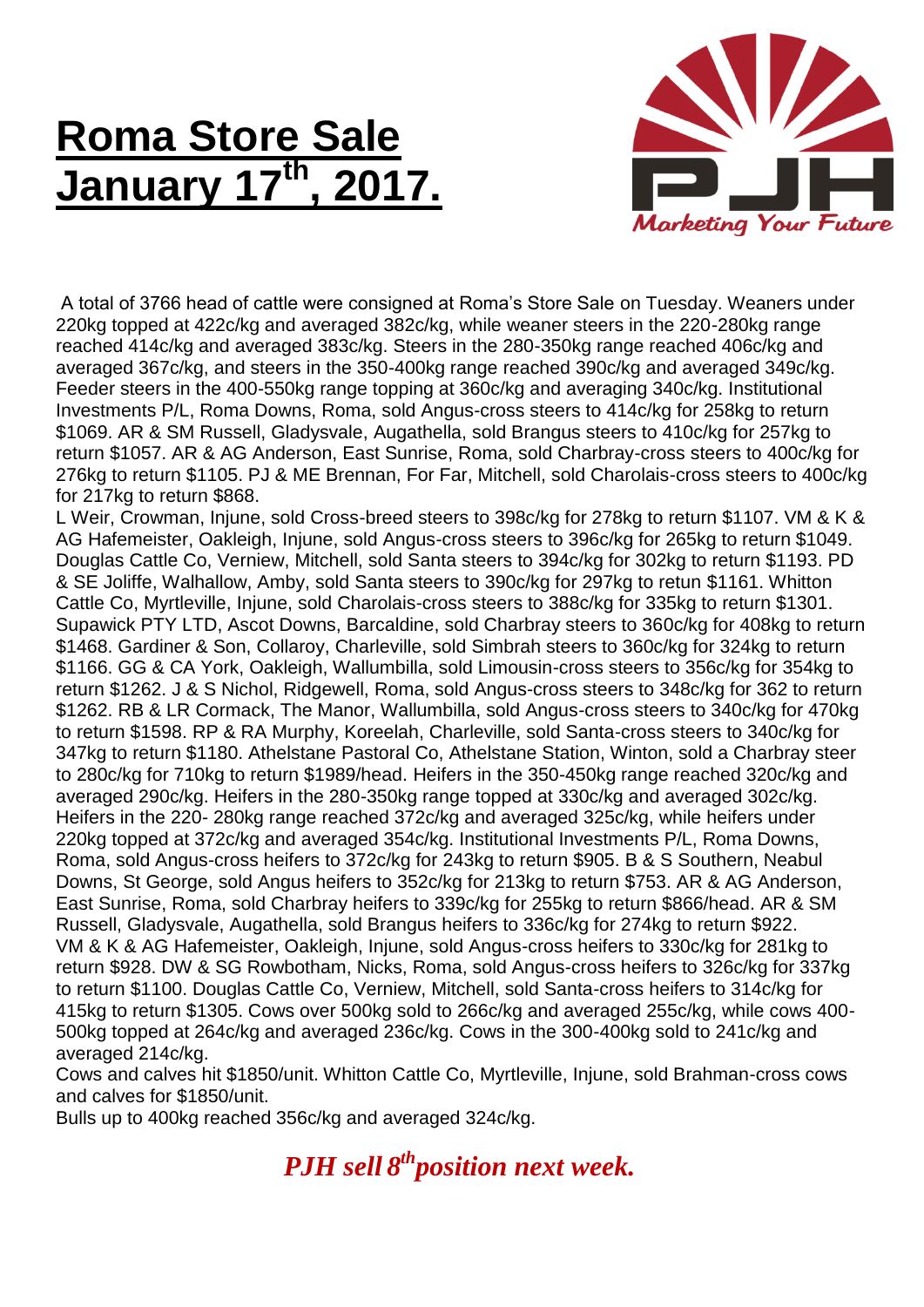# Roma Store Sale January 17th, 2017.

A total of 3766 head of cattle were consigned at Roma's Store Sale on Tuesday. Weaners under 220kg topped at 422c/kg and averaged 382c/kg, while weaner steers in the 220-280kg range reached 414c/kg and averaged 383c/kg. Steers in the 280-350kg range reached 406c/kg and averaged 367c/kg, and steers in the 350-400kg range reached 390c/kg and averaged 349c/kg. Feeder steers in the 400-550kg range topping at 360c/kg and averaging 340c/kg. Institutional Investments P/L, Roma Downs, Roma, sold Angus-cross steers to 414c/kg for 258kg to return $1069. AR & SM Russell, Gladysvale, Augathella, sold Brangus steers to 410c/kg for 257kg to return $1057. AR & AG Anderson, East Sunrise, Roma, sold Charbray-cross steers to 400c/kg for 276kg to return $1105. PJ & ME Brennan, For Far, Mitchell, sold Charolais-cross steers to 400c/kg for 217kg to return $868.

L Weir, Crowman, Injune, sold Cross-breed steers to 398c/kg for 278kg to return $1107. VM & K & AG Hafemeister, Oakleigh, Injune, sold Angus-cross steers to 396c/kg for 265kg to return $1049. Douglas Cattle Co, Verniew, Mitchell, sold Santa steers to 394c/kg for 302kg to return $1193. PD & SE Joliffe, Walhallow, Amby, sold Santa steers to 390c/kg for 297kg to retun $1161. Whitton Cattle Co, Myrtleville, Injune, sold Charolais-cross steers to 388c/kg for 335kg to return $1301. Supawick PTY LTD, Ascot Downs, Barcaldine, sold Charbray steers to 360c/kg for 408kg to return $1468. Gardiner & Son, Collaroy, Charleville, sold Simbrah steers to 360c/kg for 324kg to return $1166. GG & CA York, Oakleigh, Wallumbilla, sold Limousin-cross steers to 356c/kg for 354kg to return $1262. J & S Nichol, Ridgewell, Roma, sold Angus-cross steers to 348c/kg for 362 to return $1262. RB & LR Cormack, The Manor, Wallumbilla, sold Angus-cross steers to 340c/kg for 470kg to return $1598. RP & RA Murphy, Koreelah, Charleville, sold Santa-cross steers to 340c/kg for 347kg to return $1180. Athelstane Pastoral Co, Athelstane Station, Winton, sold a Charbray steer to 280c/kg for 710kg to return $1989/head. Heifers in the 350-450kg range reached 320c/kg and averaged 290c/kg. Heifers in the 280-350kg range topped at 330c/kg and averaged 302c/kg. Heifers in the 220- 280kg range reached 372c/kg and averaged 325c/kg, while heifers under 220kg topped at 372c/kg and averaged 354c/kg. Institutional Investments P/L, Roma Downs, Roma, sold Angus-cross heifers to 372c/kg for 243kg to return $905. B & S Southern, Neabul Downs, St George, sold Angus heifers to 352c/kg for 213kg to return $753. AR & AG Anderson, East Sunrise, Roma, sold Charbray heifers to 339c/kg for 255kg to return $866/head. AR & SM Russell, Gladysvale, Augathella, sold Brangus heifers to 336c/kg for 274kg to return $922. VM & K & AG Hafemeister, Oakleigh, Injune, sold Angus-cross heifers to 330c/kg for 281kg to return $928. DW & SG Rowbotham, Nicks, Roma, sold Angus-cross heifers to 326c/kg for 337kg to return $1100. Douglas Cattle Co, Verniew, Mitchell, sold Santa-cross heifers to 314c/kg for 415kg to return $1305. Cows over 500kg sold to 266c/kg and averaged 255c/kg, while cows 400-500kg topped at 264c/kg and averaged 236c/kg. Cows in the 300-400kg sold to 241c/kg and averaged 214c/kg.

Cows and calves hit $1850/unit. Whitton Cattle Co, Myrtleville, Injune, sold Brahman-cross cows and calves for $1850/unit.

Bulls up to 400kg reached 356c/kg and averaged 324c/kg.

***PJH sell 8th position next week.***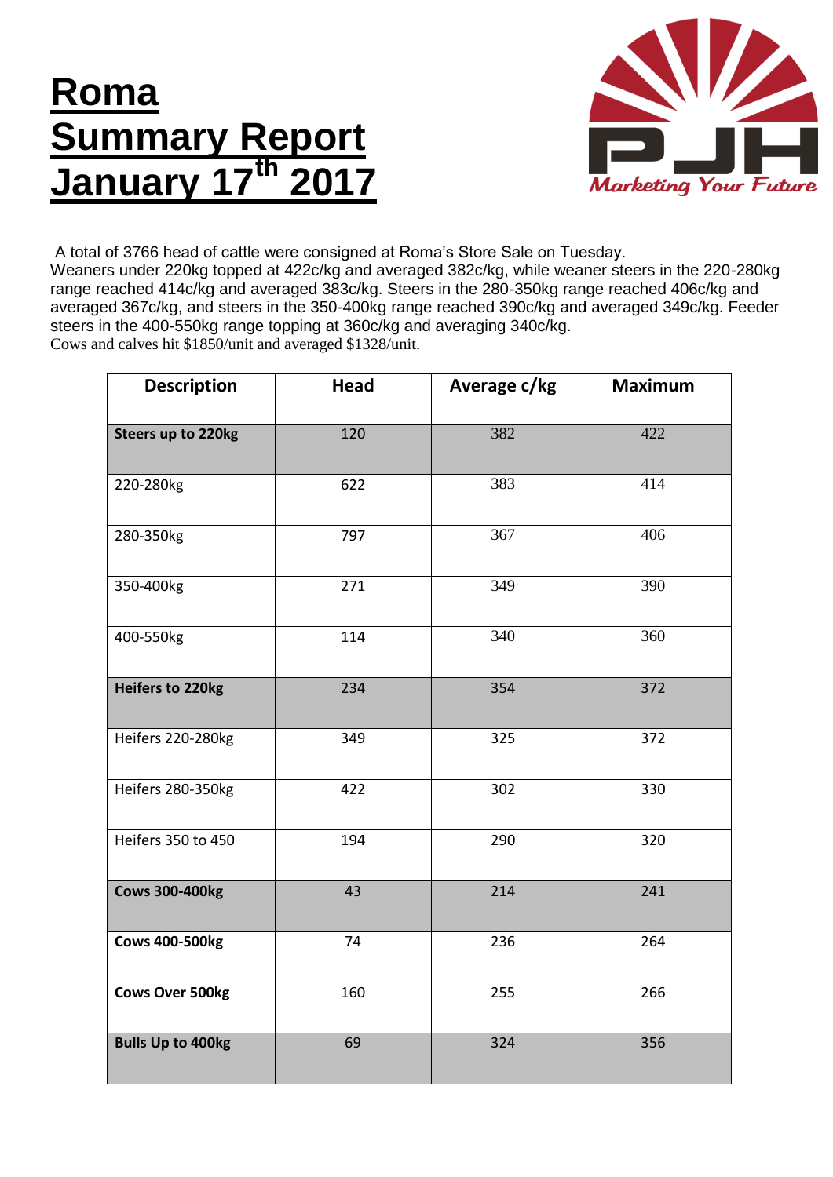# Roma Summary Report January 17th 2017

PJH Marketing Your Future

A total of 3766 head of cattle were consigned at Roma's Store Sale on Tuesday.
Weaners under 220kg topped at 422c/kg and averaged 382c/kg, while weaner steers in the 220-280kg range reached 414c/kg and averaged 383c/kg. Steers in the 280-350kg range reached 406c/kg and averaged 367c/kg, and steers in the 350-400kg range reached 390c/kg and averaged 349c/kg. Feeder steers in the 400-550kg range topping at 360c/kg and averaging 340c/kg.
Cows and calves hit $1850/unit and averaged $1328/unit.

| Description | Head | Average c/kg | Maximum |
|---|---|---|---|
| **Steers up to 220kg** | 120 | 382 | 422 |
| 220-280kg | 622 | 383 | 414 |
| 280-350kg | 797 | 367 | 406 |
| 350-400kg | 271 | 349 | 390 |
| 400-550kg | 114 | 340 | 360 |
| **Heifers to 220kg** | 234 | 354 | 372 |
| Heifers 220-280kg | 349 | 325 | 372 |
| Heifers 280-350kg | 422 | 302 | 330 |
| Heifers 350 to 450 | 194 | 290 | 320 |
| **Cows 300-400kg** | 43 | 214 | 241 |
| **Cows 400-500kg** | 74 | 236 | 264 |
| **Cows Over 500kg** | 160 | 255 | 266 |
| **Bulls Up to 400kg** | 69 | 324 | 356 |